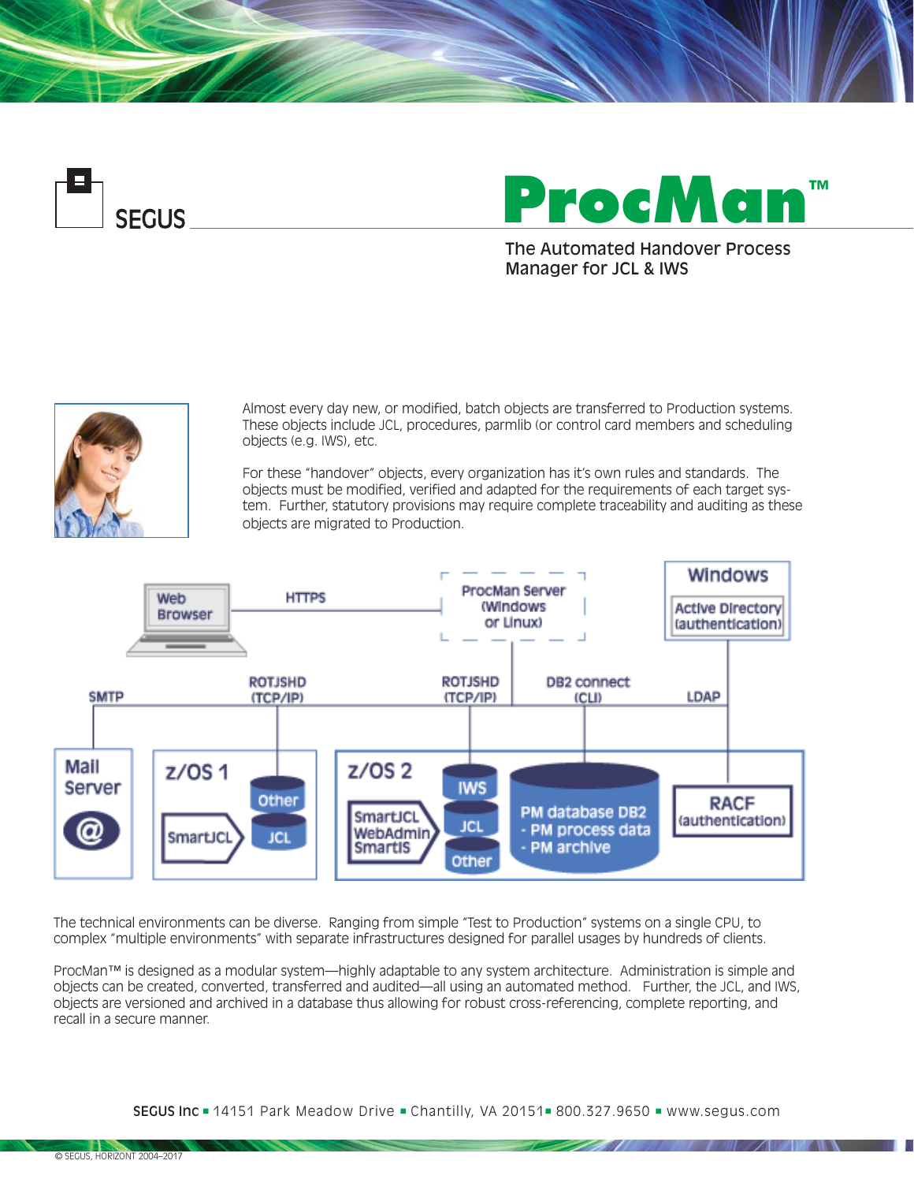SEGUS

# ProcMan™

The Automated Handover Process Manager for JCL & IWS

Almost every day new, or modified, batch objects are transferred to Production systems. These objects include JCL, procedures, parmlib (or control card members and scheduling objects (e.g. IWS), etc.

For these "handover" objects, every organization has it's own rules and standards. The objects must be modified, verified and adapted for the requirements of each target system. Further, statutory provisions may require complete traceability and auditing as these objects are migrated to Production.

The technical environments can be diverse. Ranging from simple "Test to Production" systems on a single CPU, to complex "multiple environments" with separate infrastructures designed for parallel usages by hundreds of clients.

ProcMan™ is designed as a modular system—highly adaptable to any system architecture. Administration is simple and objects can be created, converted, transferred and audited—all using an automated method. Further, the JCL, and IWS, objects are versioned and archived in a database thus allowing for robust cross-referencing, complete reporting, and recall in a secure manner.

SEGUS Inc ▪ 14151 Park Meadow Drive ▪ Chantilly, VA 20151 ▪ 800.327.9650 ▪ www.segus.com

© SEGUS, HORIZONT 2004–2017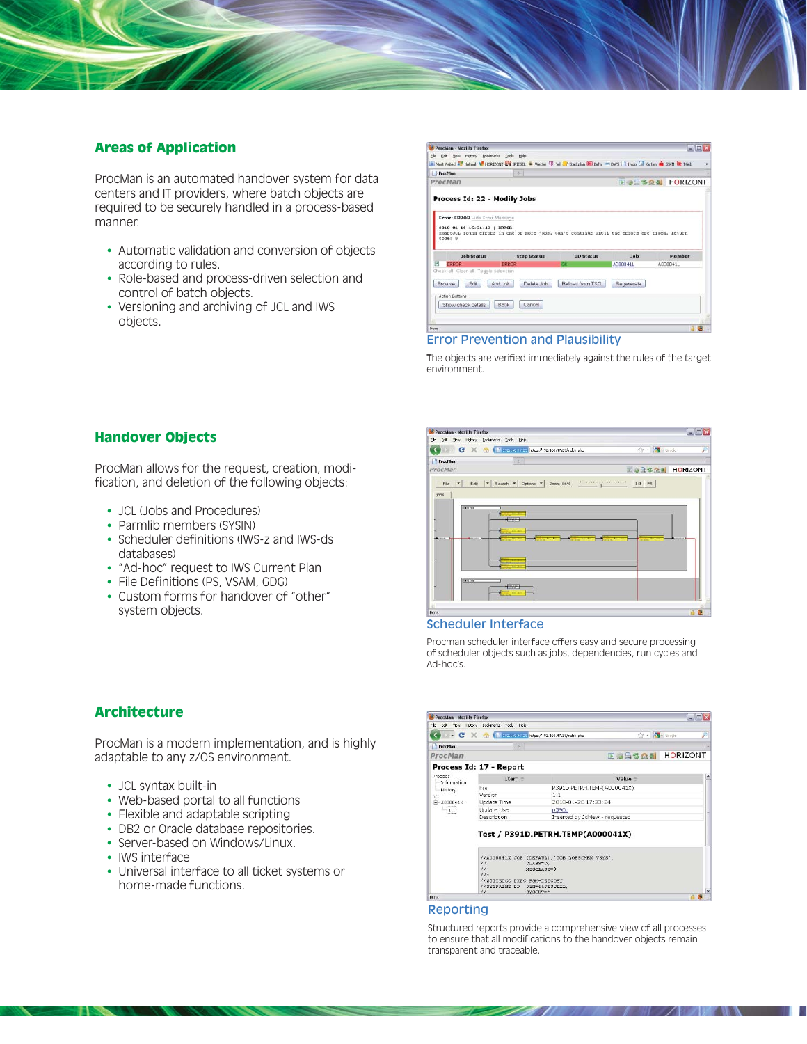## Areas of Application

ProcMan is an automated handover system for data centers and IT providers, where batch objects are required to be securely handled in a process-based manner.

- Automatic validation and conversion of objects according to rules.
- Role-based and process-driven selection and control of batch objects.
- Versioning and archiving of JCL and IWS objects.

### Error Prevention and Plausibility

The objects are verified immediately against the rules of the target environment.

## Handover Objects

ProcMan allows for the request, creation, modification, and deletion of the following objects:

- JCL (Jobs and Procedures)
- Parmlib members (SYSIN)
- Scheduler definitions (IWS-z and IWS-ds databases)
- "Ad-hoc" request to IWS Current Plan
- File Definitions (PS, VSAM, GDG)
- Custom forms for handover of "other" system objects.

### Scheduler Interface

Procman scheduler interface offers easy and secure processing of scheduler objects such as jobs, dependencies, run cycles and Ad-hoc's.

## Architecture

ProcMan is a modern implementation, and is highly adaptable to any z/OS environment.

- JCL syntax built-in
- Web-based portal to all functions
- Flexible and adaptable scripting
- DB2 or Oracle database repositories.
- Server-based on Windows/Linux.
- IWS interface
- Universal interface to all ticket systems or home-made functions.

### Reporting

Structured reports provide a comprehensive view of all processes to ensure that all modifications to the handover objects remain transparent and traceable.